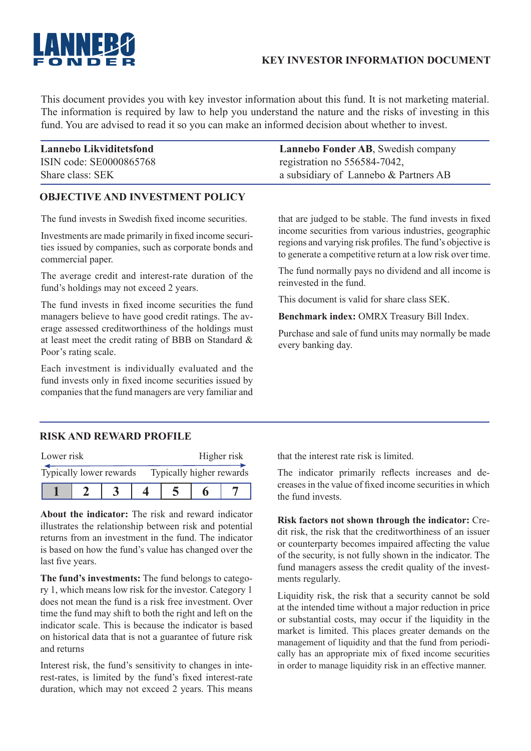LANNEBO FONDER

**KEY INVESTOR INFORMATION DOCUMENT**

This document provides you with key investor information about this fund. It is not marketing material. The information is required by law to help you understand the nature and the risks of investing in this fund. You are advised to read it so you can make an informed decision about whether to invest.

**Lannebo Likviditetsfond**
ISIN code: SE0000865768
Share class: SEK

**Lannebo Fonder AB**, Swedish company registration no 556584-7042, a subsidiary of Lannebo & Partners AB

## OBJECTIVE AND INVESTMENT POLICY

The fund invests in Swedish fixed income securities.

Investments are made primarily in fixed income securities issued by companies, such as corporate bonds and commercial paper.

The average credit and interest-rate duration of the fund's holdings may not exceed 2 years.

The fund invests in fixed income securities the fund managers believe to have good credit ratings. The average assessed creditworthiness of the holdings must at least meet the credit rating of BBB on Standard & Poor's rating scale.

Each investment is individually evaluated and the fund invests only in fixed income securities issued by companies that the fund managers are very familiar and that are judged to be stable. The fund invests in fixed income securities from various industries, geographic regions and varying risk profiles. The fund's objective is to generate a competitive return at a low risk over time.

The fund normally pays no dividend and all income is reinvested in the fund.

This document is valid for share class SEK.

**Benchmark index:** OMRX Treasury Bill Index.

Purchase and sale of fund units may normally be made every banking day.

## RISK AND REWARD PROFILE

| Lower risk | | | | | | Higher risk |
|---|---|---|---|---|---|---|
| Typically lower rewards | | | | | | Typically higher rewards |
| **1** | 2 | 3 | 4 | 5 | 6 | 7 |

**About the indicator:** The risk and reward indicator illustrates the relationship between risk and potential returns from an investment in the fund. The indicator is based on how the fund's value has changed over the last five years.

**The fund's investments:** The fund belongs to category 1, which means low risk for the investor. Category 1 does not mean the fund is a risk free investment. Over time the fund may shift to both the right and left on the indicator scale. This is because the indicator is based on historical data that is not a guarantee of future risk and returns

Interest risk, the fund's sensitivity to changes in interest-rates, is limited by the fund's fixed interest-rate duration, which may not exceed 2 years. This means that the interest rate risk is limited.

The indicator primarily reflects increases and decreases in the value of fixed income securities in which the fund invests.

**Risk factors not shown through the indicator:** Credit risk, the risk that the creditworthiness of an issuer or counterparty becomes impaired affecting the value of the security, is not fully shown in the indicator. The fund managers assess the credit quality of the investments regularly.

Liquidity risk, the risk that a security cannot be sold at the intended time without a major reduction in price or substantial costs, may occur if the liquidity in the market is limited. This places greater demands on the management of liquidity and that the fund from periodically has an appropriate mix of fixed income securities in order to manage liquidity risk in an effective manner.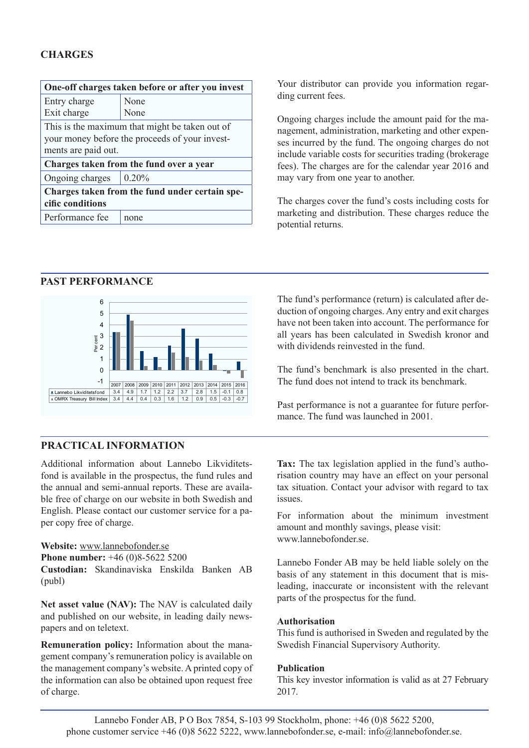## CHARGES

| One-off charges taken before or after you invest | |
|---|---|
| Entry charge<br>Exit charge | None<br>None |
| This is the maximum that might be taken out of your money before the proceeds of your investments are paid out. | |
| **Charges taken from the fund over a year** | |
| Ongoing charges | 0.20% |
| **Charges taken from the fund under certain specific conditions** | |
| Performance fee | none |

Your distributor can provide you information regarding current fees.

Ongoing charges include the amount paid for the management, administration, marketing and other expenses incurred by the fund. The ongoing charges do not include variable costs for securities trading (brokerage fees). The charges are for the calendar year 2016 and may vary from one year to another.

The charges cover the fund's costs including costs for marketing and distribution. These charges reduce the potential returns.

## PAST PERFORMANCE

Per cent

6
5
4
3
2
1
0
-1

2007 2008 2009 2010 2011 2012 2013 2014 2015 2016

Lannebo Likviditetsfond 3.4 4.9 1.7 1.2 2.2 3.7 2.8 1.5 -0.1 0.8

OMRX Treasury Bill Index 3.4 4.4 0.4 0.3 1.6 1.2 0.9 0.5 -0.3 -0.7

The fund's performance (return) is calculated after deduction of ongoing charges. Any entry and exit charges have not been taken into account. The performance for all years has been calculated in Swedish kronor and with dividends reinvested in the fund.

The fund's benchmark is also presented in the chart. The fund does not intend to track its benchmark.

Past performance is not a guarantee for future performance. The fund was launched in 2001.

## PRACTICAL INFORMATION

Additional information about Lannebo Likviditetsfond is available in the prospectus, the fund rules and the annual and semi-annual reports. These are available free of charge on our website in both Swedish and English. Please contact our customer service for a paper copy free of charge.

**Website:** www.lannebofonder.se
**Phone number:** +46 (0)8-5622 5200
**Custodian:** Skandinaviska Enskilda Banken AB (publ)

**Net asset value (NAV):** The NAV is calculated daily and published on our website, in leading daily newspapers and on teletext.

**Remuneration policy:** Information about the management company's remuneration policy is available on the management company's website. A printed copy of the information can also be obtained upon request free of charge.

**Tax:** The tax legislation applied in the fund's authorisation country may have an effect on your personal tax situation. Contact your advisor with regard to tax issues.

For information about the minimum investment amount and monthly savings, please visit: www.lannebofonder.se.

Lannebo Fonder AB may be held liable solely on the basis of any statement in this document that is misleading, inaccurate or inconsistent with the relevant parts of the prospectus for the fund.

**Authorisation**
This fund is authorised in Sweden and regulated by the Swedish Financial Supervisory Authority.

**Publication**
This key investor information is valid as at 27 February 2017.

Lannebo Fonder AB, P O Box 7854, S-103 99 Stockholm, phone: +46 (0)8 5622 5200, phone customer service +46 (0)8 5622 5222, www.lannebofonder.se, e-mail: info@lannebofonder.se.